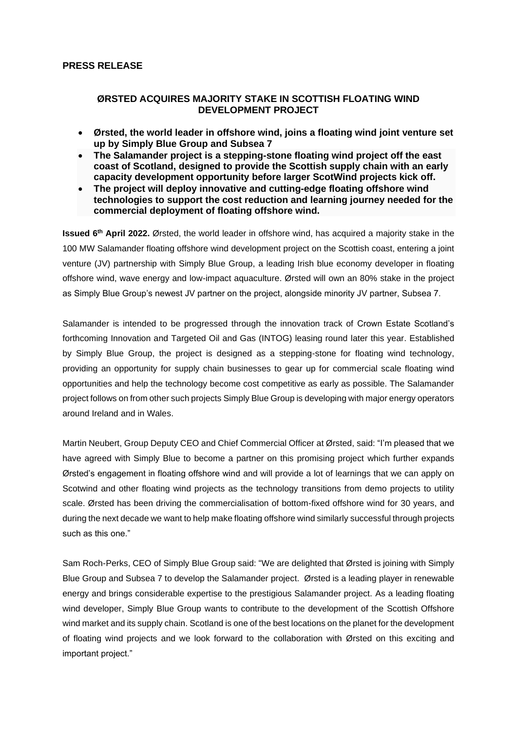**PRESS RELEASE**

## ØRSTED ACQUIRES MAJORITY STAKE IN SCOTTISH FLOATING WIND DEVELOPMENT PROJECT

- **Ørsted, the world leader in offshore wind, joins a floating wind joint venture set up by Simply Blue Group and Subsea 7**
- **The Salamander project is a stepping-stone floating wind project off the east coast of Scotland, designed to provide the Scottish supply chain with an early capacity development opportunity before larger ScotWind projects kick off.**
- **The project will deploy innovative and cutting-edge floating offshore wind technologies to support the cost reduction and learning journey needed for the commercial deployment of floating offshore wind.**

**Issued 6th April 2022.** Ørsted, the world leader in offshore wind, has acquired a majority stake in the 100 MW Salamander floating offshore wind development project on the Scottish coast, entering a joint venture (JV) partnership with Simply Blue Group, a leading Irish blue economy developer in floating offshore wind, wave energy and low-impact aquaculture. Ørsted will own an 80% stake in the project as Simply Blue Group's newest JV partner on the project, alongside minority JV partner, Subsea 7.

Salamander is intended to be progressed through the innovation track of Crown Estate Scotland's forthcoming Innovation and Targeted Oil and Gas (INTOG) leasing round later this year. Established by Simply Blue Group, the project is designed as a stepping-stone for floating wind technology, providing an opportunity for supply chain businesses to gear up for commercial scale floating wind opportunities and help the technology become cost competitive as early as possible. The Salamander project follows on from other such projects Simply Blue Group is developing with major energy operators around Ireland and in Wales.

Martin Neubert, Group Deputy CEO and Chief Commercial Officer at Ørsted, said: "I'm pleased that we have agreed with Simply Blue to become a partner on this promising project which further expands Ørsted's engagement in floating offshore wind and will provide a lot of learnings that we can apply on Scotwind and other floating wind projects as the technology transitions from demo projects to utility scale. Ørsted has been driving the commercialisation of bottom-fixed offshore wind for 30 years, and during the next decade we want to help make floating offshore wind similarly successful through projects such as this one."

Sam Roch-Perks, CEO of Simply Blue Group said: "We are delighted that Ørsted is joining with Simply Blue Group and Subsea 7 to develop the Salamander project. Ørsted is a leading player in renewable energy and brings considerable expertise to the prestigious Salamander project. As a leading floating wind developer, Simply Blue Group wants to contribute to the development of the Scottish Offshore wind market and its supply chain. Scotland is one of the best locations on the planet for the development of floating wind projects and we look forward to the collaboration with Ørsted on this exciting and important project."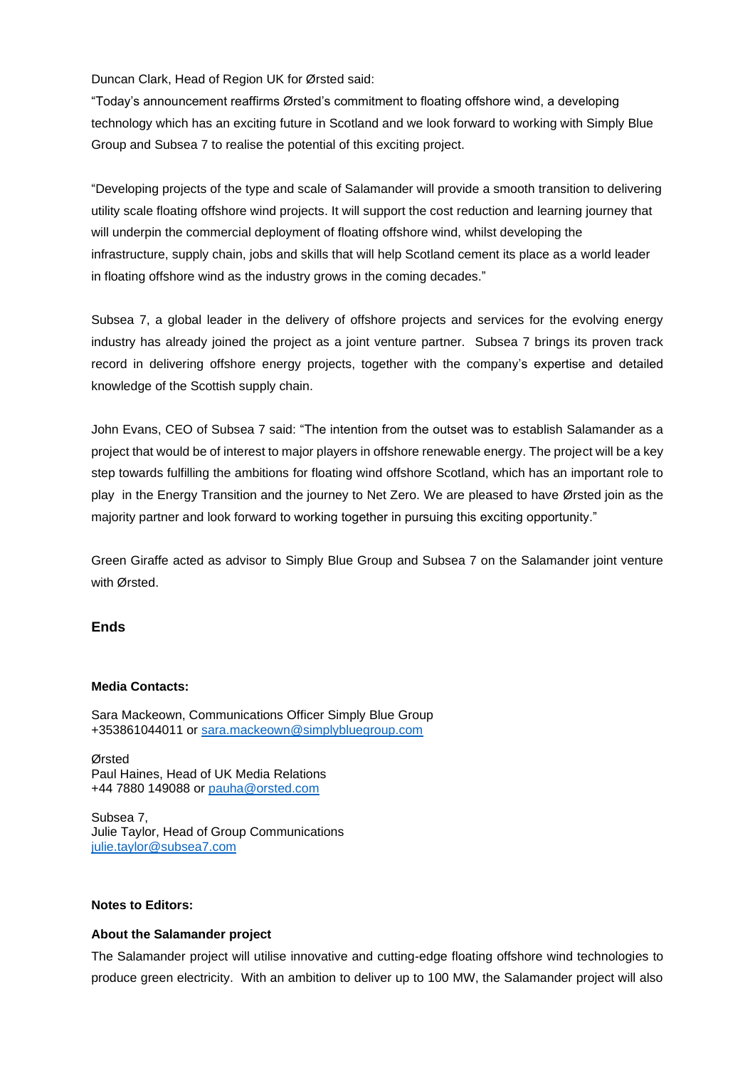Duncan Clark, Head of Region UK for Ørsted said:
"Today's announcement reaffirms Ørsted's commitment to floating offshore wind, a developing technology which has an exciting future in Scotland and we look forward to working with Simply Blue Group and Subsea 7 to realise the potential of this exciting project.

"Developing projects of the type and scale of Salamander will provide a smooth transition to delivering utility scale floating offshore wind projects. It will support the cost reduction and learning journey that will underpin the commercial deployment of floating offshore wind, whilst developing the infrastructure, supply chain, jobs and skills that will help Scotland cement its place as a world leader in floating offshore wind as the industry grows in the coming decades."

Subsea 7, a global leader in the delivery of offshore projects and services for the evolving energy industry has already joined the project as a joint venture partner. Subsea 7 brings its proven track record in delivering offshore energy projects, together with the company's expertise and detailed knowledge of the Scottish supply chain.

John Evans, CEO of Subsea 7 said: "The intention from the outset was to establish Salamander as a project that would be of interest to major players in offshore renewable energy. The project will be a key step towards fulfilling the ambitions for floating wind offshore Scotland, which has an important role to play in the Energy Transition and the journey to Net Zero. We are pleased to have Ørsted join as the majority partner and look forward to working together in pursuing this exciting opportunity."

Green Giraffe acted as advisor to Simply Blue Group and Subsea 7 on the Salamander joint venture with Ørsted.

### Ends

**Media Contacts:**

Sara Mackeown, Communications Officer Simply Blue Group
+353861044011 or sara.mackeown@simplybluegroup.com

Ørsted
Paul Haines, Head of UK Media Relations
+44 7880 149088 or pauha@orsted.com

Subsea 7,
Julie Taylor, Head of Group Communications
julie.taylor@subsea7.com

**Notes to Editors:**

**About the Salamander project**

The Salamander project will utilise innovative and cutting-edge floating offshore wind technologies to produce green electricity. With an ambition to deliver up to 100 MW, the Salamander project will also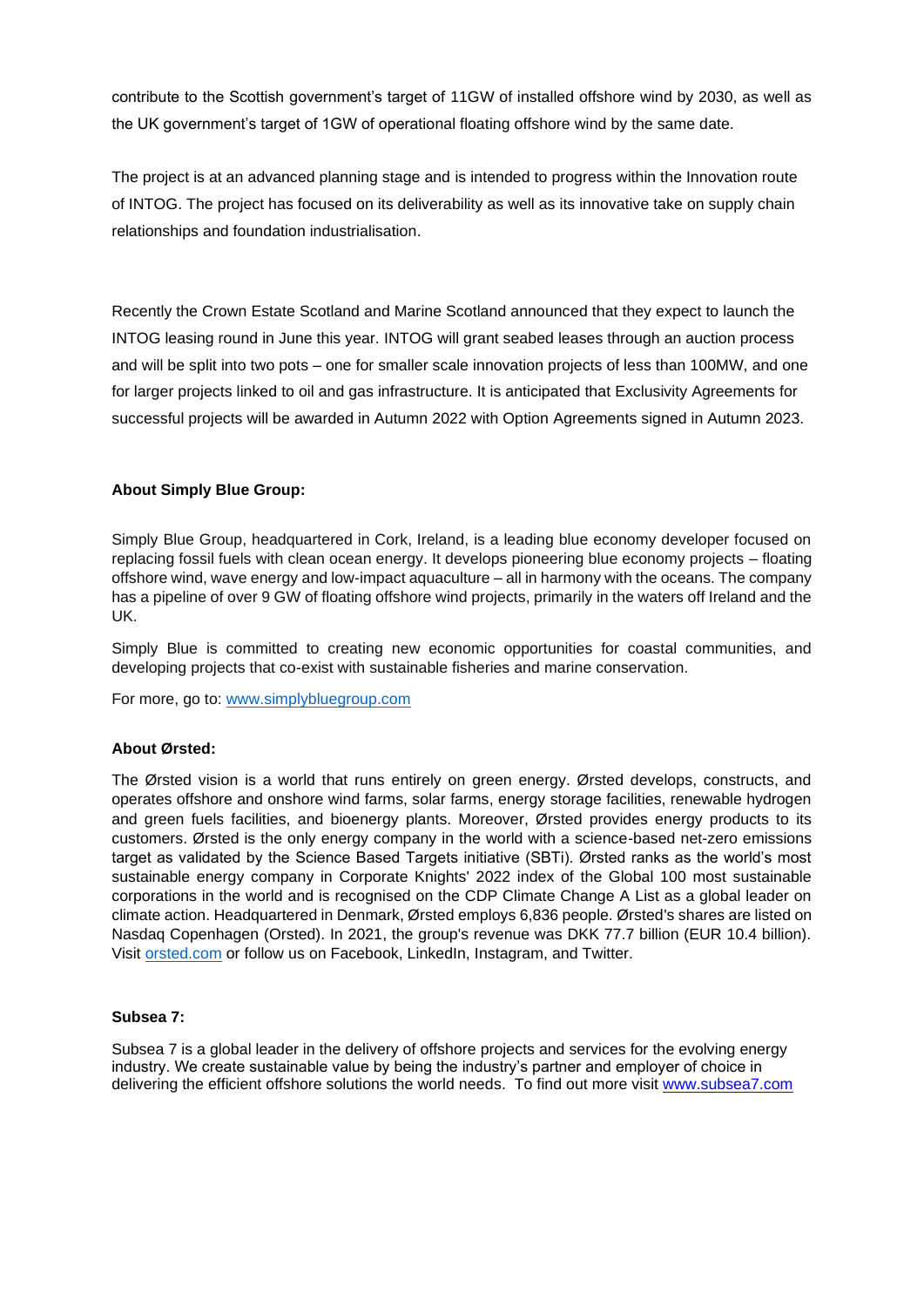contribute to the Scottish government's target of 11GW of installed offshore wind by 2030, as well as the UK government's target of 1GW of operational floating offshore wind by the same date.

The project is at an advanced planning stage and is intended to progress within the Innovation route of INTOG. The project has focused on its deliverability as well as its innovative take on supply chain relationships and foundation industrialisation.

Recently the Crown Estate Scotland and Marine Scotland announced that they expect to launch the INTOG leasing round in June this year. INTOG will grant seabed leases through an auction process and will be split into two pots – one for smaller scale innovation projects of less than 100MW, and one for larger projects linked to oil and gas infrastructure. It is anticipated that Exclusivity Agreements for successful projects will be awarded in Autumn 2022 with Option Agreements signed in Autumn 2023.

**About Simply Blue Group:**

Simply Blue Group, headquartered in Cork, Ireland, is a leading blue economy developer focused on replacing fossil fuels with clean ocean energy. It develops pioneering blue economy projects – floating offshore wind, wave energy and low-impact aquaculture – all in harmony with the oceans. The company has a pipeline of over 9 GW of floating offshore wind projects, primarily in the waters off Ireland and the UK.

Simply Blue is committed to creating new economic opportunities for coastal communities, and developing projects that co-exist with sustainable fisheries and marine conservation.

For more, go to: [www.simplybluegroup.com](www.simplybluegroup.com)

**About Ørsted:**

The Ørsted vision is a world that runs entirely on green energy. Ørsted develops, constructs, and operates offshore and onshore wind farms, solar farms, energy storage facilities, renewable hydrogen and green fuels facilities, and bioenergy plants. Moreover, Ørsted provides energy products to its customers. Ørsted is the only energy company in the world with a science-based net-zero emissions target as validated by the Science Based Targets initiative (SBTi). Ørsted ranks as the world's most sustainable energy company in Corporate Knights' 2022 index of the Global 100 most sustainable corporations in the world and is recognised on the CDP Climate Change A List as a global leader on climate action. Headquartered in Denmark, Ørsted employs 6,836 people. Ørsted's shares are listed on Nasdaq Copenhagen (Orsted). In 2021, the group's revenue was DKK 77.7 billion (EUR 10.4 billion). Visit [orsted.com](orsted.com) or follow us on Facebook, LinkedIn, Instagram, and Twitter.

**Subsea 7:**

Subsea 7 is a global leader in the delivery of offshore projects and services for the evolving energy industry. We create sustainable value by being the industry's partner and employer of choice in delivering the efficient offshore solutions the world needs. To find out more visit [www.subsea7.com](www.subsea7.com)